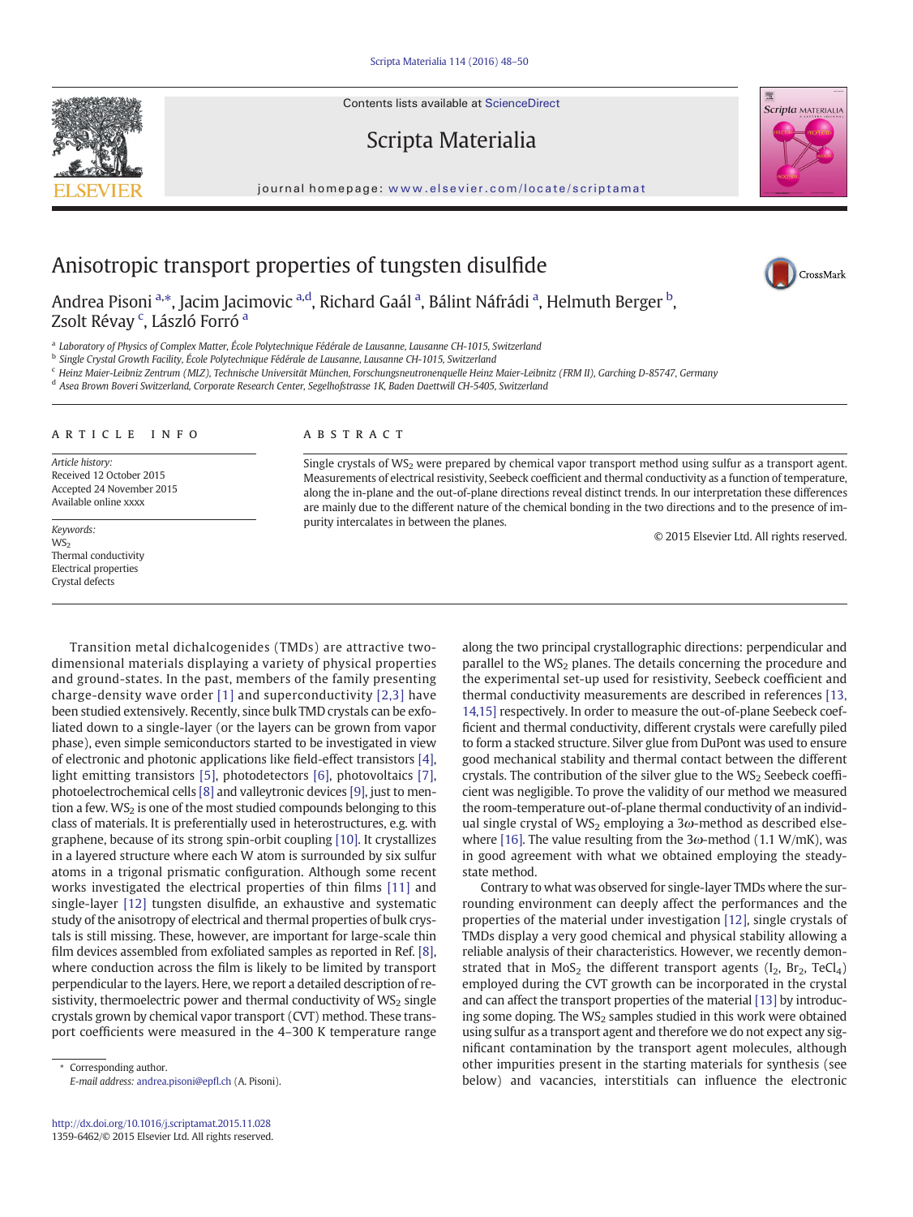# Anisotropic transport properties of tungsten disulfide

Andrea Pisoni [a,*], Jacim Jacimovic [a,d], Richard Gaál [a], Bálint Náfrádi [a], Helmuth Berger [b], Zsolt Révay [c], László Forró [a]

[a] Laboratory of Physics of Complex Matter, École Polytechnique Fédérale de Lausanne, Lausanne CH-1015, Switzerland
[b] Single Crystal Growth Facility, École Polytechnique Fédérale de Lausanne, Lausanne CH-1015, Switzerland
[c] Heinz Maier-Leibnitz Zentrum (MLZ), Technische Universität München, Forschungsneutronenquelle Heinz Maier-Leibnitz (FRM II), Garching D-85747, Germany
[d] Asea Brown Boveri Switzerland, Corporate Research Center, Segelhofstrasse 1K, Baden Daettwill CH-5405, Switzerland

## ARTICLE INFO

*Article history:*
Received 12 October 2015
Accepted 24 November 2015
Available online xxxx

*Keywords:*
$WS_2$
Thermal conductivity
Electrical properties
Crystal defects

## ABSTRACT

Single crystals of $WS_2$ were prepared by chemical vapor transport method using sulfur as a transport agent. Measurements of electrical resistivity, Seebeck coefficient and thermal conductivity as a function of temperature, along the in-plane and the out-of-plane directions reveal distinct trends. In our interpretation these differences are mainly due to the different nature of the chemical bonding in the two directions and to the presence of impurity intercalates in between the planes.

© 2015 Elsevier Ltd. All rights reserved.

Transition metal dichalcogenides (TMDs) are attractive two-dimensional materials displaying a variety of physical properties and ground-states. In the past, members of the family presenting charge-density wave order [1] and superconductivity [2,3] have been studied extensively. Recently, since bulk TMD crystals can be exfoliated down to a single-layer (or the layers can be grown from vapor phase), even simple semiconductors started to be investigated in view of electronic and photonic applications like field-effect transistors [4], light emitting transistors [5], photodetectors [6], photovoltaics [7], photoelectrochemical cells [8] and valleytronic devices [9], just to mention a few. $WS_2$ is one of the most studied compounds belonging to this class of materials. It is preferentially used in heterostructures, e.g. with graphene, because of its strong spin-orbit coupling [10]. It crystallizes in a layered structure where each W atom is surrounded by six sulfur atoms in a trigonal prismatic configuration. Although some recent works investigated the electrical properties of thin films [11] and single-layer [12] tungsten disulfide, an exhaustive and systematic study of the anisotropy of electrical and thermal properties of bulk crystals is still missing. These, however, are important for large-scale thin film devices assembled from exfoliated samples as reported in Ref. [8], where conduction across the film is likely to be limited by transport perpendicular to the layers. Here, we report a detailed description of resistivity, thermoelectric power and thermal conductivity of $WS_2$ single crystals grown by chemical vapor transport (CVT) method. These transport coefficients were measured in the 4–300 K temperature range along the two principal crystallographic directions: perpendicular and parallel to the $WS_2$ planes. The details concerning the procedure and the experimental set-up used for resistivity, Seebeck coefficient and thermal conductivity measurements are described in references [13,14,15] respectively. In order to measure the out-of-plane Seebeck coefficient and thermal conductivity, different crystals were carefully piled to form a stacked structure. Silver glue from DuPont was used to ensure good mechanical stability and thermal contact between the different crystals. The contribution of the silver glue to the $WS_2$ Seebeck coefficient was negligible. To prove the validity of our method we measured the room-temperature out-of-plane thermal conductivity of an individual single crystal of $WS_2$ employing a $3\omega$-method as described elsewhere [16]. The value resulting from the $3\omega$-method (1.1 W/mK), was in good agreement with what we obtained employing the steady-state method.

Contrary to what was observed for single-layer TMDs where the surrounding environment can deeply affect the performances and the properties of the material under investigation [12], single crystals of TMDs display a very good chemical and physical stability allowing a reliable analysis of their characteristics. However, we recently demonstrated that in $MoS_2$ the different transport agents ($I_2$, $Br_2$, $TeCl_4$) employed during the CVT growth can be incorporated in the crystal and can affect the transport properties of the material [13] by introducing some doping. The $WS_2$ samples studied in this work were obtained using sulfur as a transport agent and therefore we do not expect any significant contamination by the transport agent molecules, although other impurities present in the starting materials for synthesis (see below) and vacancies, interstitials can influence the electronic

* Corresponding author.
*E-mail address:* andrea.pisoni@epfl.ch (A. Pisoni).

http://dx.doi.org/10.1016/j.scriptamat.2015.11.028
1359-6462/© 2015 Elsevier Ltd. All rights reserved.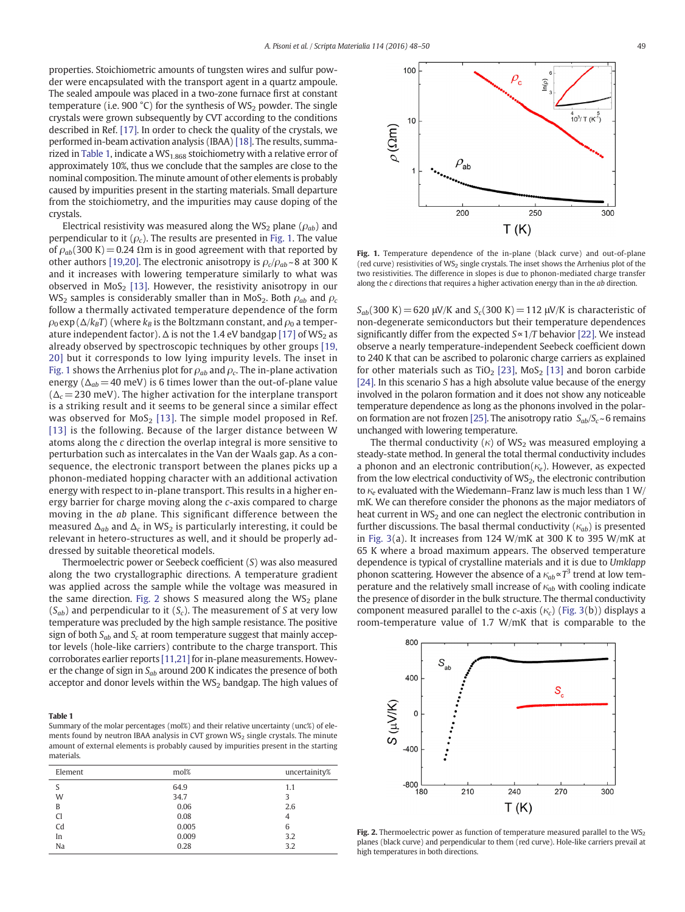properties. Stoichiometric amounts of tungsten wires and sulfur powder were encapsulated with the transport agent in a quartz ampoule. The sealed ampoule was placed in a two-zone furnace first at constant temperature (i.e. 900 °C) for the synthesis of $WS_2$ powder. The single crystals were grown subsequently by CVT according to the conditions described in Ref. [17]. In order to check the quality of the crystals, we performed in-beam activation analysis (IBAA) [18]. The results, summarized in Table 1, indicate a $WS_{1.868}$ stoichiometry with a relative error of approximately 10%, thus we conclude that the samples are close to the nominal composition. The minute amount of other elements is probably caused by impurities present in the starting materials. Small departure from the stoichiometry, and the impurities may cause doping of the crystals.

Electrical resistivity was measured along the $WS_2$ plane ($\rho_{ab}$) and perpendicular to it ($\rho_c$). The results are presented in Fig. 1. The value of $\rho_{ab}(300\text{ K}) = 0.24\ \Omega\text{m}$ is in good agreement with that reported by other authors [19,20]. The electronic anisotropy is $\rho_c/\rho_{ab} \sim 8$ at 300 K and it increases with lowering temperature similarly to what was observed in $MoS_2$ [13]. However, the resistivity anisotropy in our $WS_2$ samples is considerably smaller than in $MoS_2$. Both $\rho_{ab}$ and $\rho_c$ follow a thermally activated temperature dependence of the form $\rho_0 \exp(\Delta/k_B T)$ (where $k_B$ is the Boltzmann constant, and $\rho_0$ a temperature independent factor). $\Delta$ is not the 1.4 eV bandgap [17] of $WS_2$ as already observed by spectroscopic techniques by other groups [19, 20] but it corresponds to low lying impurity levels. The inset in Fig. 1 shows the Arrhenius plot for $\rho_{ab}$ and $\rho_c$. The in-plane activation energy ($\Delta_{ab} = 40$ meV) is 6 times lower than the out-of-plane value ($\Delta_c = 230$ meV). The higher activation for the interplane transport is a striking result and it seems to be general since a similar effect was observed for $MoS_2$ [13]. The simple model proposed in Ref. [13] is the following. Because of the larger distance between W atoms along the *c* direction the overlap integral is more sensitive to perturbation such as intercalates in the Van der Waals gap. As a consequence, the electronic transport between the planes picks up a phonon-mediated hopping character with an additional activation energy with respect to in-plane transport. This results in a higher energy barrier for charge moving along the *c*-axis compared to charge moving in the *ab* plane. This significant difference between the measured $\Delta_{ab}$ and $\Delta_c$ in $WS_2$ is particularly interesting, it could be relevant in hetero-structures as well, and it should be properly addressed by suitable theoretical models.

Thermoelectric power or Seebeck coefficient ($S$) was also measured along the two crystallographic directions. A temperature gradient was applied across the sample while the voltage was measured in the same direction. Fig. 2 shows S measured along the $WS_2$ plane ($S_{ab}$) and perpendicular to it ($S_c$). The measurement of $S$ at very low temperature was precluded by the high sample resistance. The positive sign of both $S_{ab}$ and $S_c$ at room temperature suggest that mainly acceptor levels (hole-like carriers) contribute to the charge transport. This corroborates earlier reports [11,21] for in-plane measurements. However the change of sign in $S_{ab}$ around 200 K indicates the presence of both acceptor and donor levels within the $WS_2$ bandgap. The high values of $S_{ab}(300\text{ K}) = 620\ \mu\text{V/K}$ and $S_c(300\text{ K}) = 112\ \mu\text{V/K}$ is characteristic of non-degenerate semiconductors but their temperature dependences significantly differ from the expected $S \propto 1/T$ behavior [22]. We instead observe a nearly temperature-independent Seebeck coefficient down to 240 K that can be ascribed to polaronic charge carriers as explained for other materials such as $TiO_2$ [23], $MoS_2$ [13] and boron carbide [24]. In this scenario $S$ has a high absolute value because of the energy involved in the polaron formation and it does not show any noticeable temperature dependence as long as the phonons involved in the polaron formation are not frozen [25]. The anisotropy ratio $S_{ab}/S_c \sim 6$ remains unchanged with lowering temperature.

The thermal conductivity ($\kappa$) of $WS_2$ was measured employing a steady-state method. In general the total thermal conductivity includes a phonon and an electronic contribution($\kappa_e$). However, as expected from the low electrical conductivity of $WS_2$, the electronic contribution to $\kappa_e$ evaluated with the Wiedemann–Franz law is much less than 1 W/mK. We can therefore consider the phonons as the major mediators of heat current in $WS_2$ and one can neglect the electronic contribution in further discussions. The basal thermal conductivity ($\kappa_{ab}$) is presented in Fig. 3(a). It increases from 124 W/mK at 300 K to 395 W/mK at 65 K where a broad maximum appears. The observed temperature dependence is typical of crystalline materials and it is due to *Umklapp* phonon scattering. However the absence of a $\kappa_{ab} \propto T^3$ trend at low temperature and the relatively small increase of $\kappa_{ab}$ with cooling indicate the presence of disorder in the bulk structure. The thermal conductivity component measured parallel to the *c*-axis ($\kappa_c$) (Fig. 3(b)) displays a room-temperature value of 1.7 W/mK that is comparable to the

**Table 1**
Summary of the molar percentages (mol%) and their relative uncertainty (unc%) of elements found by neutron IBAA analysis in CVT grown $WS_2$ single crystals. The minute amount of external elements is probably caused by impurities present in the starting materials.

| Element | mol% | uncertainity% |
|---|---|---|
| S | 64.9 | 1.1 |
| W | 34.7 | 3 |
| B | 0.06 | 2.6 |
| Cl | 0.08 | 4 |
| Cd | 0.005 | 6 |
| In | 0.009 | 3.2 |
| Na | 0.28 | 3.2 |

**Fig. 1.** Temperature dependence of the in-plane (black curve) and out-of-plane (red curve) resistivities of $WS_2$ single crystals. The inset shows the Arrhenius plot of the two resistivities. The difference in slopes is due to phonon-mediated charge transfer along the *c* directions that requires a higher activation energy than in the *ab* direction.

**Fig. 2.** Thermoelectric power as function of temperature measured parallel to the $WS_2$ planes (black curve) and perpendicular to them (red curve). Hole-like carriers prevail at high temperatures in both directions.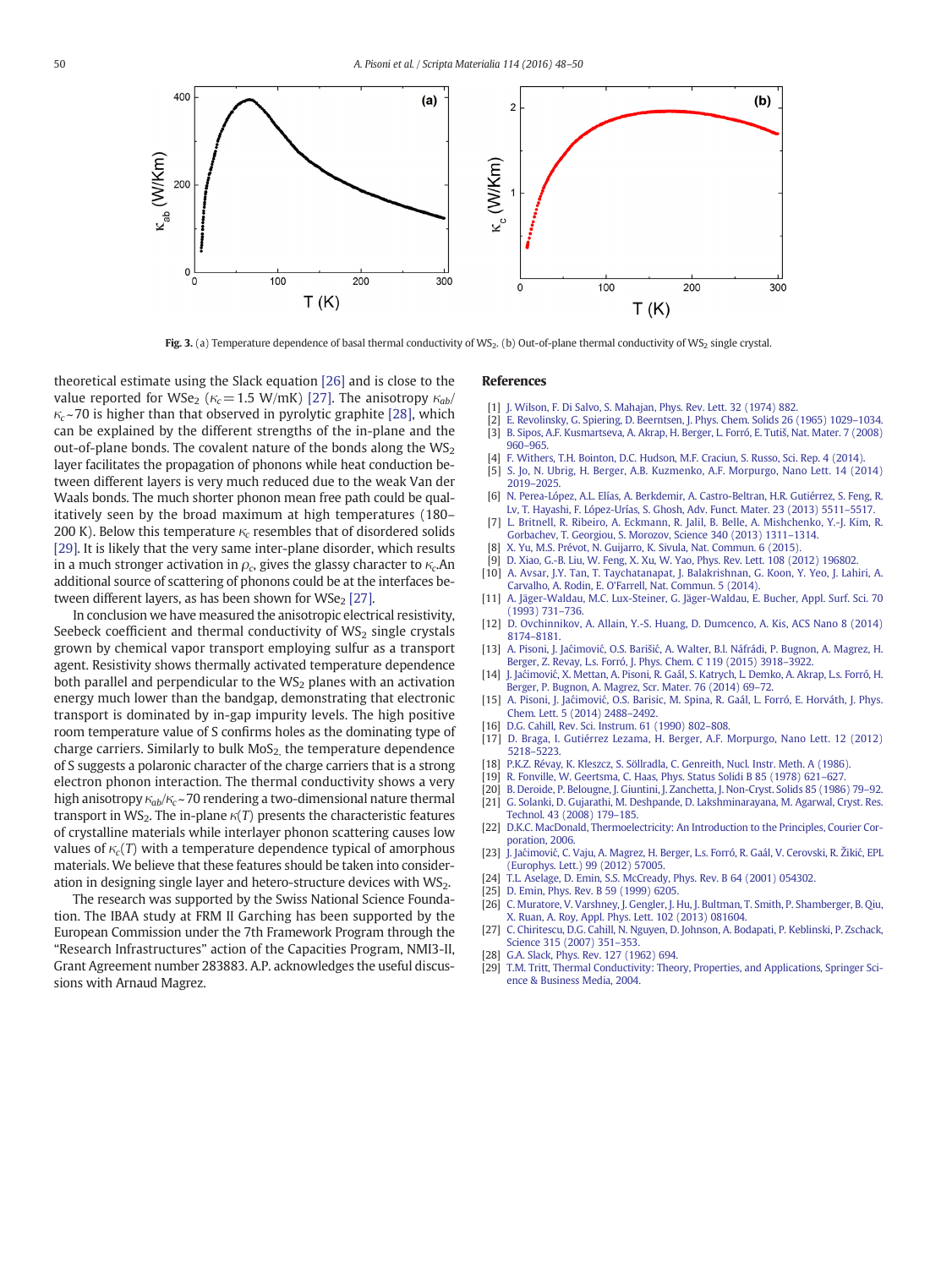(a)

400

200

0

0 100 200 300

$\kappa_{ab}$ (W/Km)

T (K)

(b)

2

1

0 100 200 300

$\kappa_c$ (W/Km)

T (K)

**Fig. 3.** (a) Temperature dependence of basal thermal conductivity of $WS_2$. (b) Out-of-plane thermal conductivity of $WS_2$ single crystal.

theoretical estimate using the Slack equation [26] and is close to the value reported for $WSe_2$ ($\kappa_c = 1.5$ W/mK) [27]. The anisotropy $\kappa_{ab}/\kappa_c \sim 70$ is higher than that observed in pyrolytic graphite [28], which can be explained by the different strengths of the in-plane and the out-of-plane bonds. The covalent nature of the bonds along the $WS_2$ layer facilitates the propagation of phonons while heat conduction between different layers is very much reduced due to the weak Van der Waals bonds. The much shorter phonon mean free path could be qualitatively seen by the broad maximum at high temperatures (180–200 K). Below this temperature $\kappa_c$ resembles that of disordered solids [29]. It is likely that the very same inter-plane disorder, which results in a much stronger activation in $\rho_c$, gives the glassy character to $\kappa_c$. An additional source of scattering of phonons could be at the interfaces between different layers, as has been shown for $WSe_2$ [27].

In conclusion we have measured the anisotropic electrical resistivity, Seebeck coefficient and thermal conductivity of $WS_2$ single crystals grown by chemical vapor transport employing sulfur as a transport agent. Resistivity shows thermally activated temperature dependence both parallel and perpendicular to the $WS_2$ planes with an activation energy much lower than the bandgap, demonstrating that electronic transport is dominated by in-gap impurity levels. The high positive room temperature value of S confirms holes as the dominating type of charge carriers. Similarly to bulk $MoS_2$, the temperature dependence of S suggests a polaronic character of the charge carriers that is a strong electron phonon interaction. The thermal conductivity shows a very high anisotropy $\kappa_{ab}/\kappa_c \sim 70$ rendering a two-dimensional nature thermal transport in $WS_2$. The in-plane $\kappa(T)$ presents the characteristic features of crystalline materials while interlayer phonon scattering causes low values of $\kappa_c(T)$ with a temperature dependence typical of amorphous materials. We believe that these features should be taken into consideration in designing single layer and hetero-structure devices with $WS_2$.

The research was supported by the Swiss National Science Foundation. The IBAA study at FRM II Garching has been supported by the European Commission under the 7th Framework Program through the "Research Infrastructures" action of the Capacities Program, NMI3-II, Grant Agreement number 283883. A.P. acknowledges the useful discussions with Arnaud Magrez.

## References

[1] J. Wilson, F. Di Salvo, S. Mahajan, Phys. Rev. Lett. 32 (1974) 882.
[2] E. Revolinsky, G. Spiering, D. Beerntsen, J. Phys. Chem. Solids 26 (1965) 1029–1034.
[3] B. Sipos, A.F. Kusmartseva, A. Akrap, H. Berger, L. Forró, E. Tutiš, Nat. Mater. 7 (2008) 960–965.
[4] F. Withers, T.H. Bointon, D.C. Hudson, M.F. Craciun, S. Russo, Sci. Rep. 4 (2014).
[5] S. Jo, N. Ubrig, H. Berger, A.B. Kuzmenko, A.F. Morpurgo, Nano Lett. 14 (2014) 2019–2025.
[6] N. Perea-López, A.L. Elías, A. Berkdemir, A. Castro-Beltran, H.R. Gutiérrez, S. Feng, R. Lv, T. Hayashi, F. López-Urías, S. Ghosh, Adv. Funct. Mater. 23 (2013) 5511–5517.
[7] L. Britnell, R. Ribeiro, A. Eckmann, R. Jalil, B. Belle, A. Mishchenko, Y.-J. Kim, R. Gorbachev, T. Georgiou, S. Morozov, Science 340 (2013) 1311–1314.
[8] X. Yu, M.S. Prévot, N. Guijarro, K. Sivula, Nat. Commun. 6 (2015).
[9] D. Xiao, G.-B. Liu, W. Feng, X. Xu, W. Yao, Phys. Rev. Lett. 108 (2012) 196802.
[10] A. Avsar, J.Y. Tan, T. Taychatanapat, J. Balakrishnan, G. Koon, Y. Yeo, J. Lahiri, A. Carvalho, A. Rodin, E. O'Farrell, Nat. Commun. 5 (2014).
[11] A. Jäger-Waldau, M.C. Lux-Steiner, G. Jäger-Waldau, E. Bucher, Appl. Surf. Sci. 70 (1993) 731–736.
[12] D. Ovchinnikov, A. Allain, Y.-S. Huang, D. Dumcenco, A. Kis, ACS Nano 8 (2014) 8174–8181.
[13] A. Pisoni, J. Jaćimović, O.S. Barišić, A. Walter, B.I. Náfrádi, P. Bugnon, A. Magrez, H. Berger, Z. Revay, L.s. Forró, J. Phys. Chem. C 119 (2015) 3918–3922.
[14] J. Jaćimović, X. Mettan, A. Pisoni, R. Gaál, S. Katrych, L. Demko, A. Akrap, L.s. Forró, H. Berger, P. Bugnon, A. Magrez, Scr. Mater. 76 (2014) 69–72.
[15] A. Pisoni, J. Jaćimović, O.S. Barisic, M. Spina, R. Gaál, L. Forró, E. Horváth, J. Phys. Chem. Lett. 5 (2014) 2488–2492.
[16] D.G. Cahill, Rev. Sci. Instrum. 61 (1990) 802–808.
[17] D. Braga, I. Gutiérrez Lezama, H. Berger, A.F. Morpurgo, Nano Lett. 12 (2012) 5218–5223.
[18] P.K.Z. Révay, K. Kleszcz, S. Söllradla, C. Genreith, Nucl. Instr. Meth. A (1986).
[19] R. Fonville, W. Geertsma, C. Haas, Phys. Status Solidi B 85 (1978) 621–627.
[20] B. Deroide, P. Belougne, J. Giuntini, J. Zanchetta, J. Non-Cryst. Solids 85 (1986) 79–92.
[21] G. Solanki, D. Gujarathi, M. Deshpande, D. Lakshminarayana, M. Agarwal, Cryst. Res. Technol. 43 (2008) 179–185.
[22] D.K.C. MacDonald, Thermoelectricity: An Introduction to the Principles, Courier Corporation, 2006.
[23] J. Jaćimović, C. Vaju, A. Magrez, H. Berger, L.s. Forró, R. Gaál, V. Cerovski, R. Žikić, EPL (Europhys. Lett.) 99 (2012) 57005.
[24] T.L. Aselage, D. Emin, S.S. McCready, Phys. Rev. B 64 (2001) 054302.
[25] D. Emin, Phys. Rev. B 59 (1999) 6205.
[26] C. Muratore, V. Varshney, J. Gengler, J. Hu, J. Bultman, T. Smith, P. Shamberger, B. Qiu, X. Ruan, A. Roy, Appl. Phys. Lett. 102 (2013) 081604.
[27] C. Chiritescu, D.G. Cahill, N. Nguyen, D. Johnson, A. Bodapati, P. Keblinski, P. Zschack, Science 315 (2007) 351–353.
[28] G.A. Slack, Phys. Rev. 127 (1962) 694.
[29] T.M. Tritt, Thermal Conductivity: Theory, Properties, and Applications, Springer Science & Business Media, 2004.